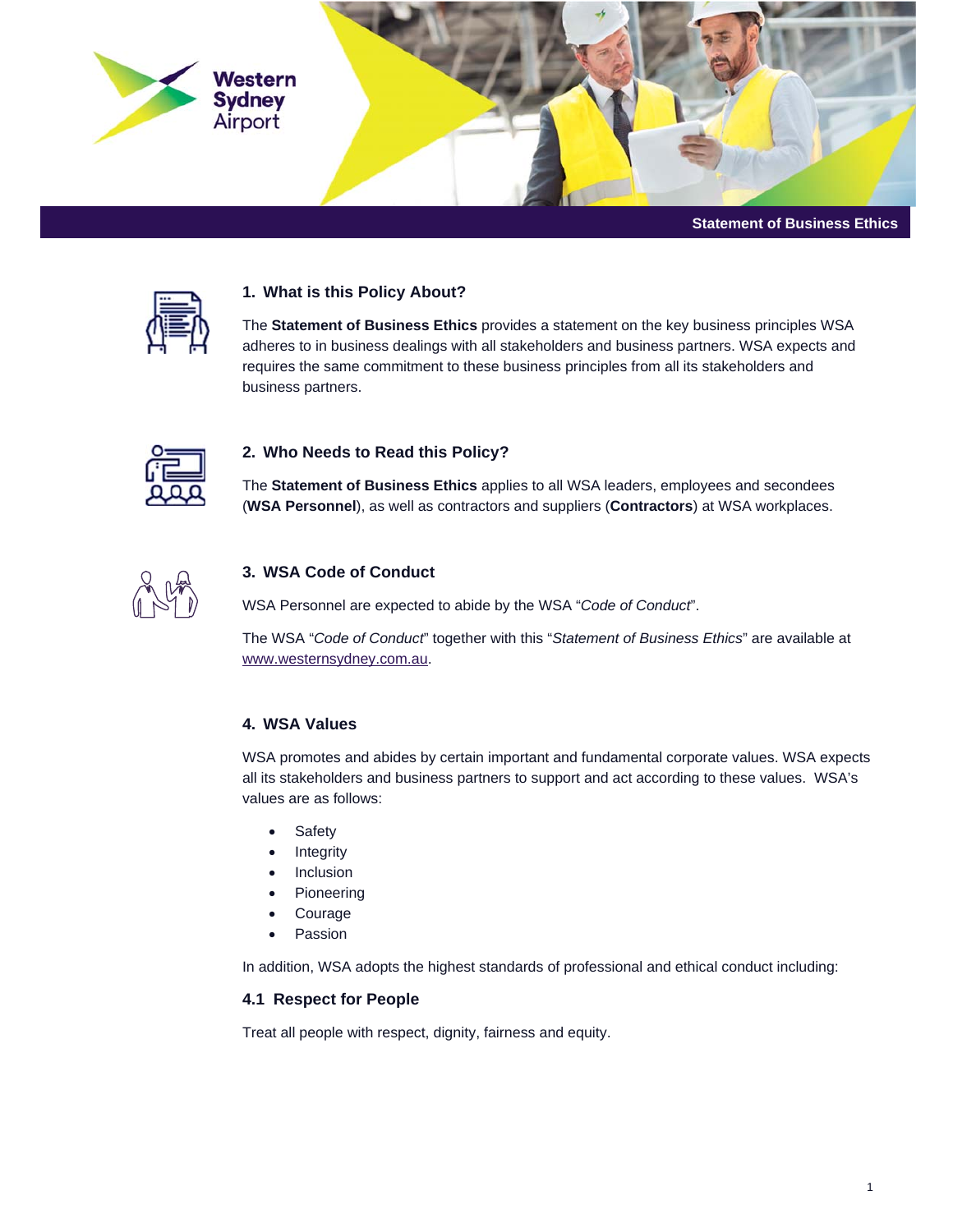# Statement of Business Ethics

## 1. What is this Policy About?

The **Statement of Business Ethics** provides a statement on the key business principles WSA adheres to in business dealings with all stakeholders and business partners. WSA expects and requires the same commitment to these business principles from all its stakeholders and business partners.

## 2. Who Needs to Read this Policy?

The **Statement of Business Ethics** applies to all WSA leaders, employees and secondees (**WSA Personnel**), as well as contractors and suppliers (**Contractors**) at WSA workplaces.

## 3. WSA Code of Conduct

WSA Personnel are expected to abide by the WSA "*Code of Conduct*".

The WSA "*Code of Conduct*" together with this "*Statement of Business Ethics*" are available at www.westernsydney.com.au.

## 4. WSA Values

WSA promotes and abides by certain important and fundamental corporate values. WSA expects all its stakeholders and business partners to support and act according to these values. WSA's values are as follows:

- Safety
- Integrity
- Inclusion
- Pioneering
- Courage
- Passion

In addition, WSA adopts the highest standards of professional and ethical conduct including:

### 4.1 Respect for People

Treat all people with respect, dignity, fairness and equity.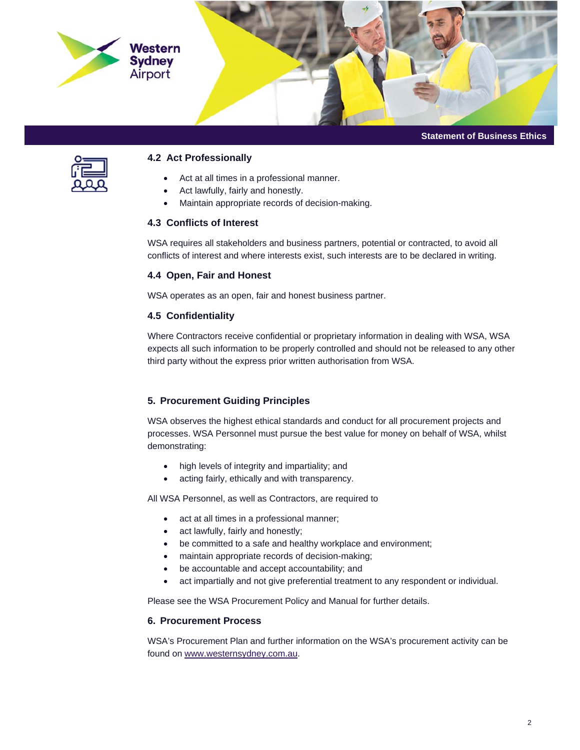### 4.2 Act Professionally

- Act at all times in a professional manner.
- Act lawfully, fairly and honestly.
- Maintain appropriate records of decision-making.

### 4.3 Conflicts of Interest

WSA requires all stakeholders and business partners, potential or contracted, to avoid all conflicts of interest and where interests exist, such interests are to be declared in writing.

### 4.4 Open, Fair and Honest

WSA operates as an open, fair and honest business partner.

### 4.5 Confidentiality

Where Contractors receive confidential or proprietary information in dealing with WSA, WSA expects all such information to be properly controlled and should not be released to any other third party without the express prior written authorisation from WSA.

## 5. Procurement Guiding Principles

WSA observes the highest ethical standards and conduct for all procurement projects and processes. WSA Personnel must pursue the best value for money on behalf of WSA, whilst demonstrating:

- high levels of integrity and impartiality; and
- acting fairly, ethically and with transparency.

All WSA Personnel, as well as Contractors, are required to

- act at all times in a professional manner;
- act lawfully, fairly and honestly;
- be committed to a safe and healthy workplace and environment;
- maintain appropriate records of decision-making;
- be accountable and accept accountability; and
- act impartially and not give preferential treatment to any respondent or individual.

Please see the WSA Procurement Policy and Manual for further details.

## 6. Procurement Process

WSA's Procurement Plan and further information on the WSA's procurement activity can be found on www.westernsydney.com.au.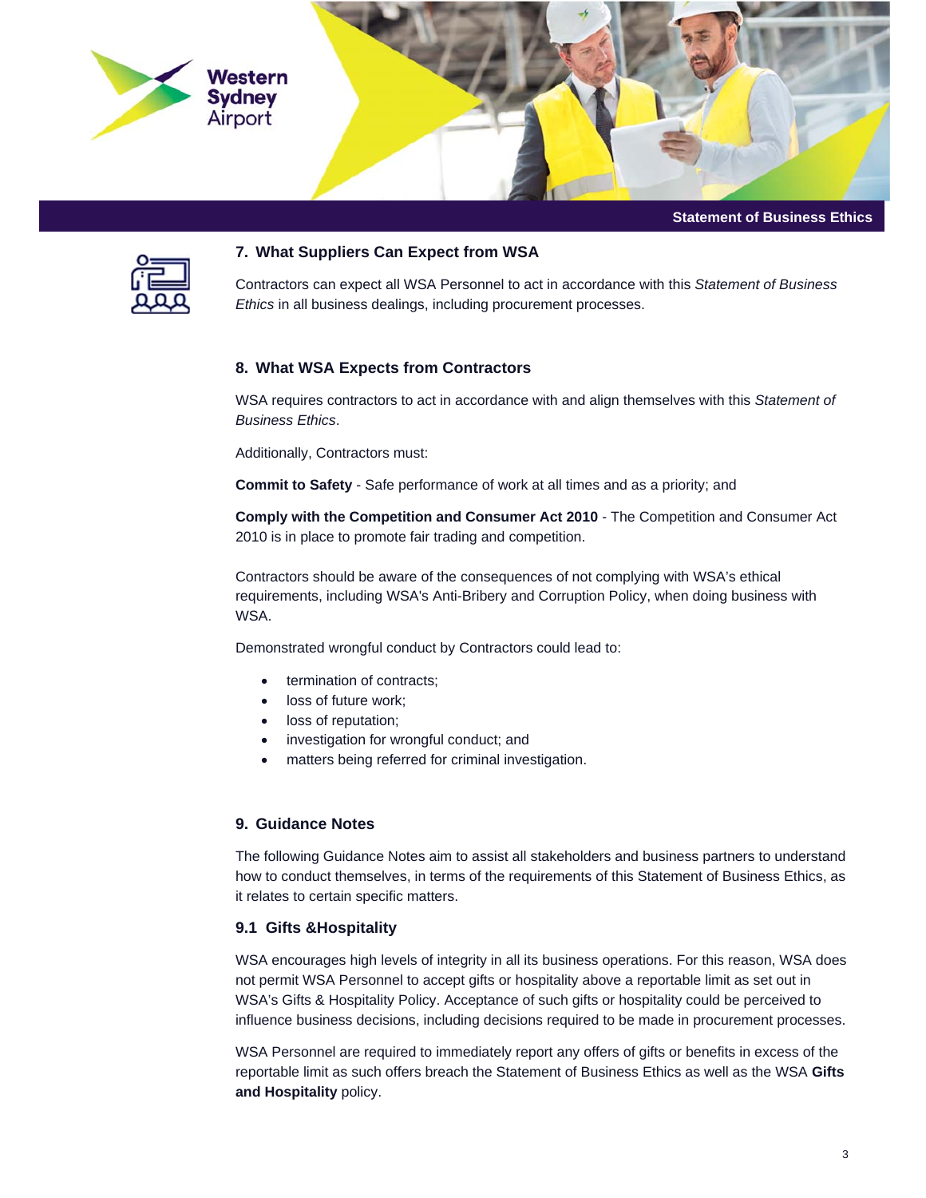## 7. What Suppliers Can Expect from WSA

Contractors can expect all WSA Personnel to act in accordance with this *Statement of Business Ethics* in all business dealings, including procurement processes.

## 8. What WSA Expects from Contractors

WSA requires contractors to act in accordance with and align themselves with this *Statement of Business Ethics*.

Additionally, Contractors must:

**Commit to Safety** - Safe performance of work at all times and as a priority; and

**Comply with the Competition and Consumer Act 2010** - The Competition and Consumer Act 2010 is in place to promote fair trading and competition.

Contractors should be aware of the consequences of not complying with WSA's ethical requirements, including WSA's Anti-Bribery and Corruption Policy, when doing business with WSA.

Demonstrated wrongful conduct by Contractors could lead to:

- termination of contracts;
- loss of future work;
- loss of reputation;
- investigation for wrongful conduct; and
- matters being referred for criminal investigation.

## 9. Guidance Notes

The following Guidance Notes aim to assist all stakeholders and business partners to understand how to conduct themselves, in terms of the requirements of this Statement of Business Ethics, as it relates to certain specific matters.

### 9.1 Gifts &Hospitality

WSA encourages high levels of integrity in all its business operations. For this reason, WSA does not permit WSA Personnel to accept gifts or hospitality above a reportable limit as set out in WSA's Gifts & Hospitality Policy. Acceptance of such gifts or hospitality could be perceived to influence business decisions, including decisions required to be made in procurement processes.

WSA Personnel are required to immediately report any offers of gifts or benefits in excess of the reportable limit as such offers breach the Statement of Business Ethics as well as the WSA **Gifts and Hospitality** policy.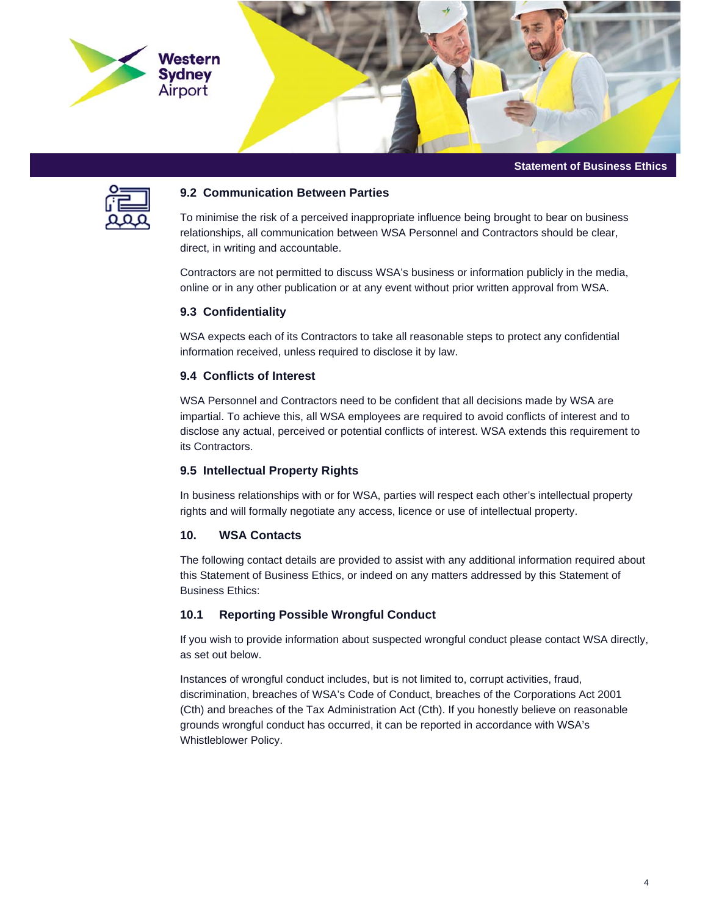### 9.2 Communication Between Parties

To minimise the risk of a perceived inappropriate influence being brought to bear on business relationships, all communication between WSA Personnel and Contractors should be clear, direct, in writing and accountable.

Contractors are not permitted to discuss WSA's business or information publicly in the media, online or in any other publication or at any event without prior written approval from WSA.

### 9.3 Confidentiality

WSA expects each of its Contractors to take all reasonable steps to protect any confidential information received, unless required to disclose it by law.

### 9.4 Conflicts of Interest

WSA Personnel and Contractors need to be confident that all decisions made by WSA are impartial. To achieve this, all WSA employees are required to avoid conflicts of interest and to disclose any actual, perceived or potential conflicts of interest. WSA extends this requirement to its Contractors.

### 9.5 Intellectual Property Rights

In business relationships with or for WSA, parties will respect each other's intellectual property rights and will formally negotiate any access, licence or use of intellectual property.

## 10. WSA Contacts

The following contact details are provided to assist with any additional information required about this Statement of Business Ethics, or indeed on any matters addressed by this Statement of Business Ethics:

### 10.1 Reporting Possible Wrongful Conduct

If you wish to provide information about suspected wrongful conduct please contact WSA directly, as set out below.

Instances of wrongful conduct includes, but is not limited to, corrupt activities, fraud, discrimination, breaches of WSA's Code of Conduct, breaches of the Corporations Act 2001 (Cth) and breaches of the Tax Administration Act (Cth). If you honestly believe on reasonable grounds wrongful conduct has occurred, it can be reported in accordance with WSA's Whistleblower Policy.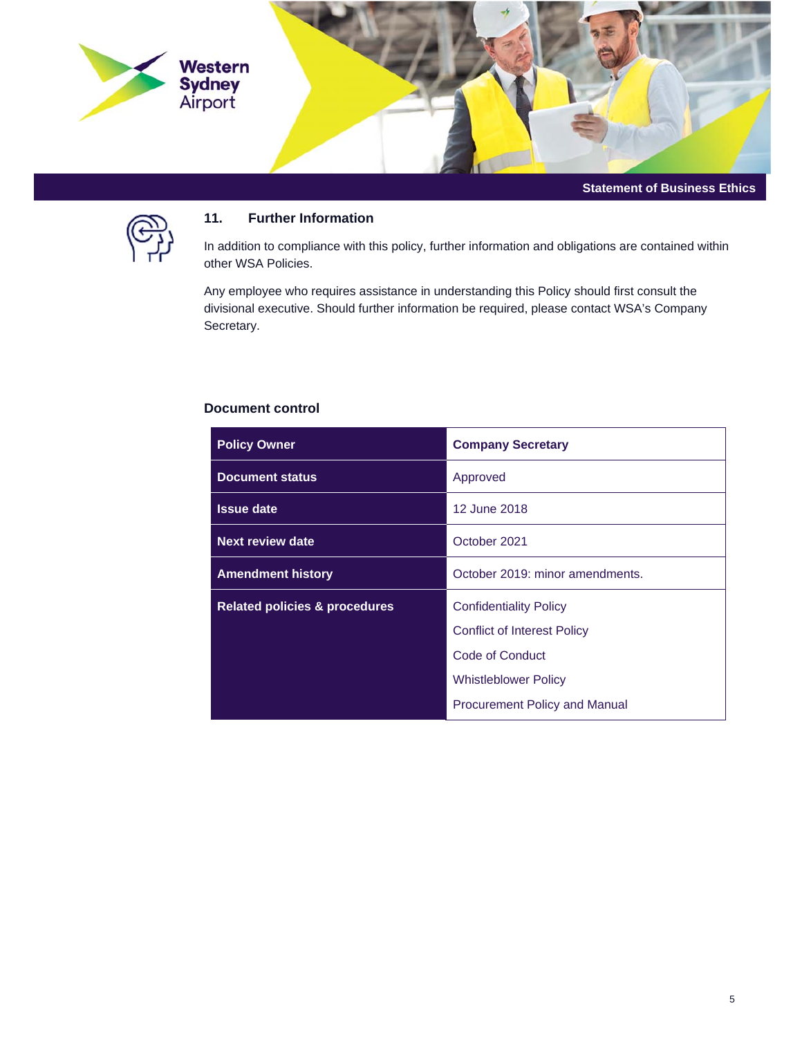## 11. Further Information

In addition to compliance with this policy, further information and obligations are contained within other WSA Policies.

Any employee who requires assistance in understanding this Policy should first consult the divisional executive. Should further information be required, please contact WSA's Company Secretary.

### Document control

| | |
|---|---|
| **Policy Owner** | **Company Secretary** |
| **Document status** | Approved |
| **Issue date** | 12 June 2018 |
| **Next review date** | October 2021 |
| **Amendment history** | October 2019: minor amendments. |
| **Related policies & procedures** | Confidentiality Policy<br>Conflict of Interest Policy<br>Code of Conduct<br>Whistleblower Policy<br>Procurement Policy and Manual |